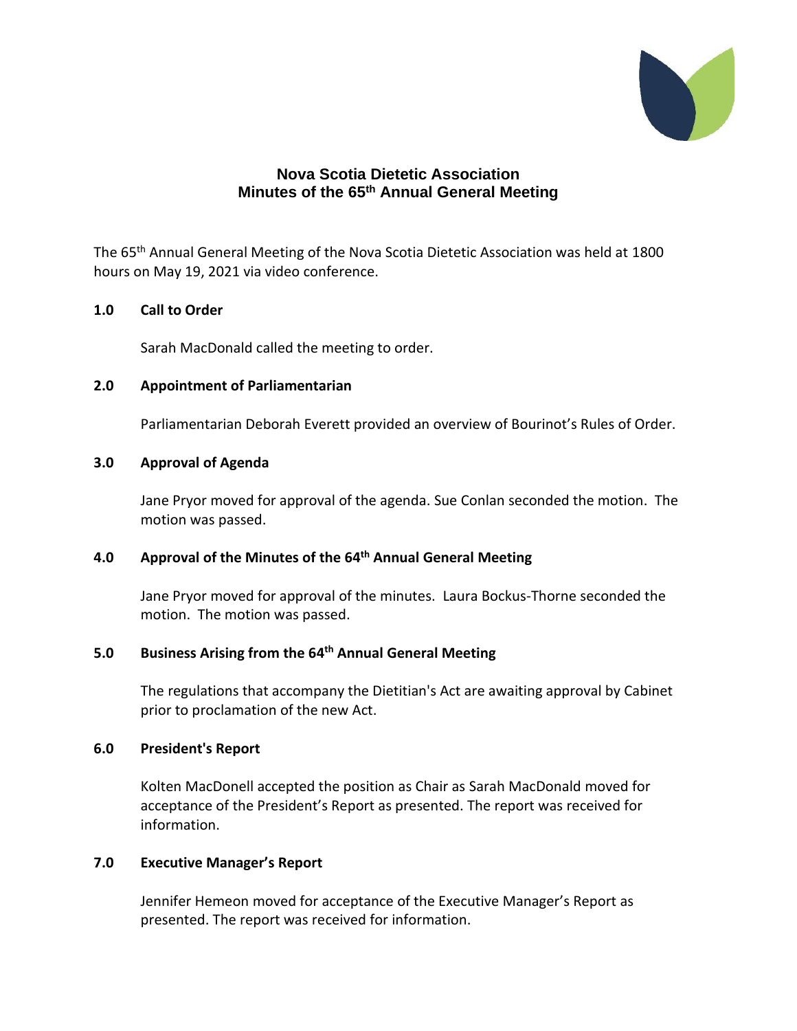# Nova Scotia Dietetic Association
## Minutes of the 65th Annual General Meeting

The 65th Annual General Meeting of the Nova Scotia Dietetic Association was held at 1800 hours on May 19, 2021 via video conference.

### 1.0 Call to Order

Sarah MacDonald called the meeting to order.

### 2.0 Appointment of Parliamentarian

Parliamentarian Deborah Everett provided an overview of Bourinot's Rules of Order.

### 3.0 Approval of Agenda

Jane Pryor moved for approval of the agenda. Sue Conlan seconded the motion. The motion was passed.

### 4.0 Approval of the Minutes of the 64th Annual General Meeting

Jane Pryor moved for approval of the minutes. Laura Bockus-Thorne seconded the motion. The motion was passed.

### 5.0 Business Arising from the 64th Annual General Meeting

The regulations that accompany the Dietitian's Act are awaiting approval by Cabinet prior to proclamation of the new Act.

### 6.0 President's Report

Kolten MacDonell accepted the position as Chair as Sarah MacDonald moved for acceptance of the President's Report as presented. The report was received for information.

### 7.0 Executive Manager's Report

Jennifer Hemeon moved for acceptance of the Executive Manager's Report as presented. The report was received for information.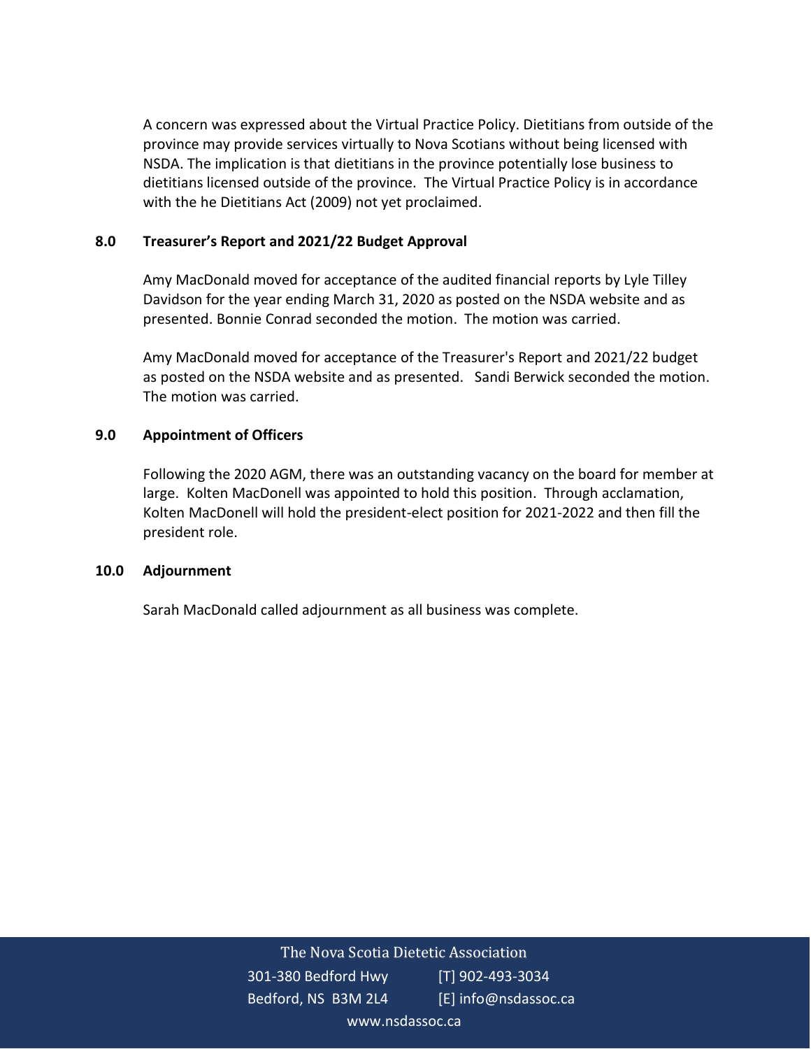A concern was expressed about the Virtual Practice Policy. Dietitians from outside of the province may provide services virtually to Nova Scotians without being licensed with NSDA. The implication is that dietitians in the province potentially lose business to dietitians licensed outside of the province. The Virtual Practice Policy is in accordance with the he Dietitians Act (2009) not yet proclaimed.

## 8.0 Treasurer's Report and 2021/22 Budget Approval

Amy MacDonald moved for acceptance of the audited financial reports by Lyle Tilley Davidson for the year ending March 31, 2020 as posted on the NSDA website and as presented. Bonnie Conrad seconded the motion. The motion was carried.

Amy MacDonald moved for acceptance of the Treasurer's Report and 2021/22 budget as posted on the NSDA website and as presented. Sandi Berwick seconded the motion. The motion was carried.

## 9.0 Appointment of Officers

Following the 2020 AGM, there was an outstanding vacancy on the board for member at large. Kolten MacDonell was appointed to hold this position. Through acclamation, Kolten MacDonell will hold the president-elect position for 2021-2022 and then fill the president role.

## 10.0 Adjournment

Sarah MacDonald called adjournment as all business was complete.